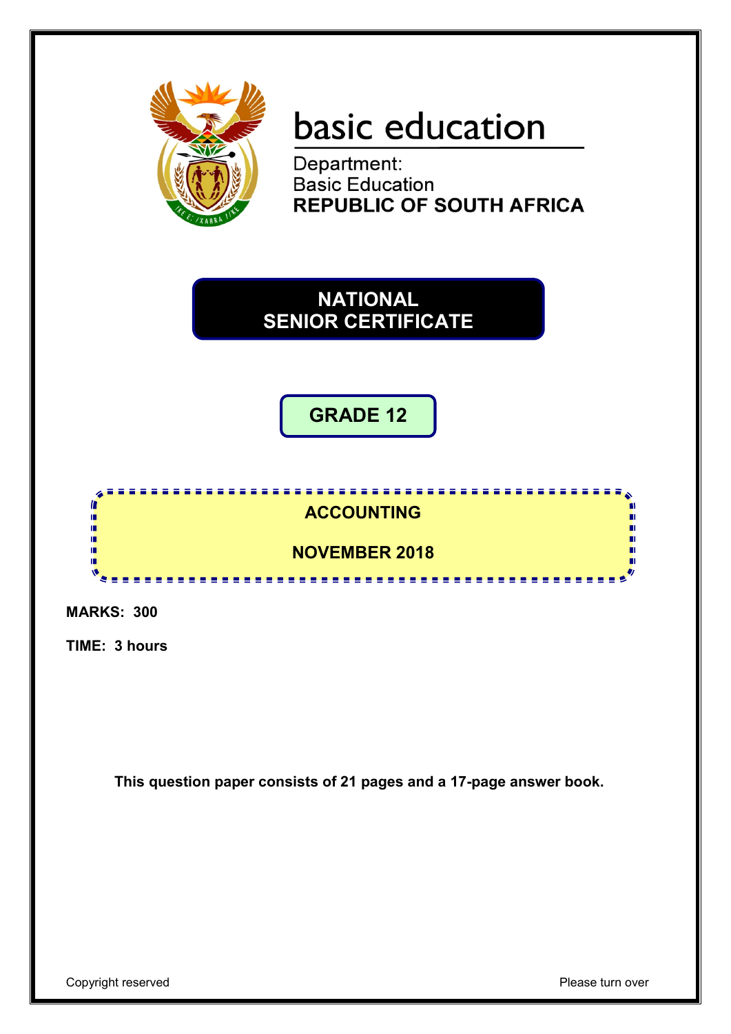basic education

Department:
Basic Education
**REPUBLIC OF SOUTH AFRICA**

# NATIONAL SENIOR CERTIFICATE

## GRADE 12

## ACCOUNTING

## NOVEMBER 2018

**MARKS: 300**

**TIME: 3 hours**

**This question paper consists of 21 pages and a 17-page answer book.**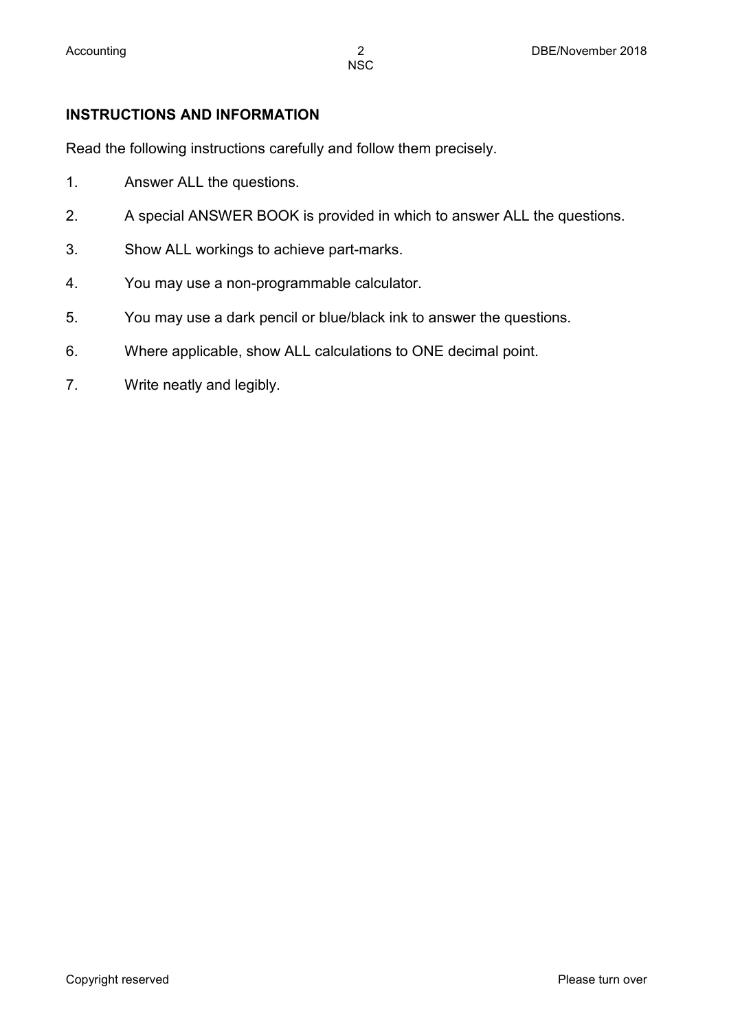## INSTRUCTIONS AND INFORMATION

Read the following instructions carefully and follow them precisely.

1. Answer ALL the questions.
2. A special ANSWER BOOK is provided in which to answer ALL the questions.
3. Show ALL workings to achieve part-marks.
4. You may use a non-programmable calculator.
5. You may use a dark pencil or blue/black ink to answer the questions.
6. Where applicable, show ALL calculations to ONE decimal point.
7. Write neatly and legibly.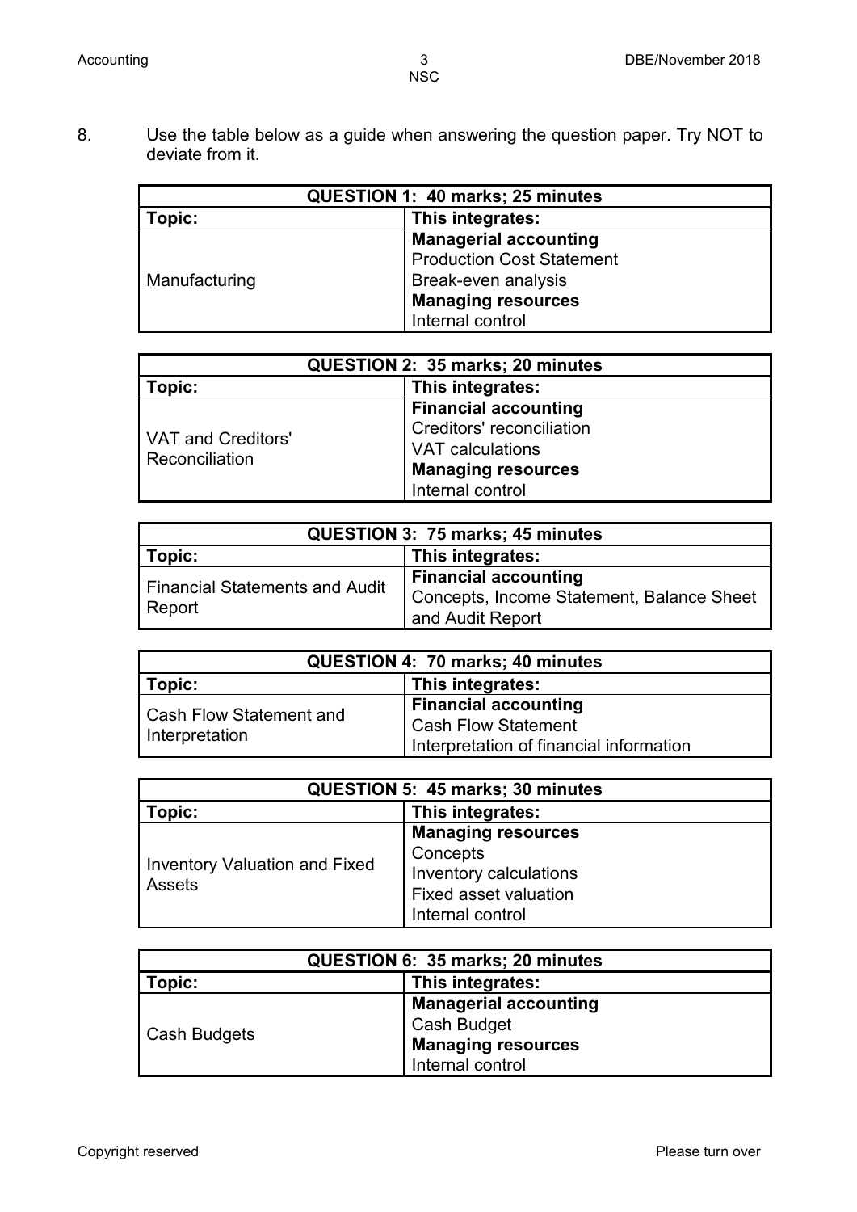8. Use the table below as a guide when answering the question paper. Try NOT to deviate from it.

| QUESTION 1: 40 marks; 25 minutes | |
|---|---|
| **Topic:** | **This integrates:** |
| Manufacturing | **Managerial accounting**<br>Production Cost Statement<br>Break-even analysis<br>**Managing resources**<br>Internal control |

| QUESTION 2: 35 marks; 20 minutes | |
|---|---|
| **Topic:** | **This integrates:** |
| VAT and Creditors' Reconciliation | **Financial accounting**<br>Creditors' reconciliation<br>VAT calculations<br>**Managing resources**<br>Internal control |

| QUESTION 3: 75 marks; 45 minutes | |
|---|---|
| **Topic:** | **This integrates:** |
| Financial Statements and Audit Report | **Financial accounting**<br>Concepts, Income Statement, Balance Sheet and Audit Report |

| QUESTION 4: 70 marks; 40 minutes | |
|---|---|
| **Topic:** | **This integrates:** |
| Cash Flow Statement and Interpretation | **Financial accounting**<br>Cash Flow Statement<br>Interpretation of financial information |

| QUESTION 5: 45 marks; 30 minutes | |
|---|---|
| **Topic:** | **This integrates:** |
| Inventory Valuation and Fixed Assets | **Managing resources**<br>Concepts<br>Inventory calculations<br>Fixed asset valuation<br>Internal control |

| QUESTION 6: 35 marks; 20 minutes | |
|---|---|
| **Topic:** | **This integrates:** |
| Cash Budgets | **Managerial accounting**<br>Cash Budget<br>**Managing resources**<br>Internal control |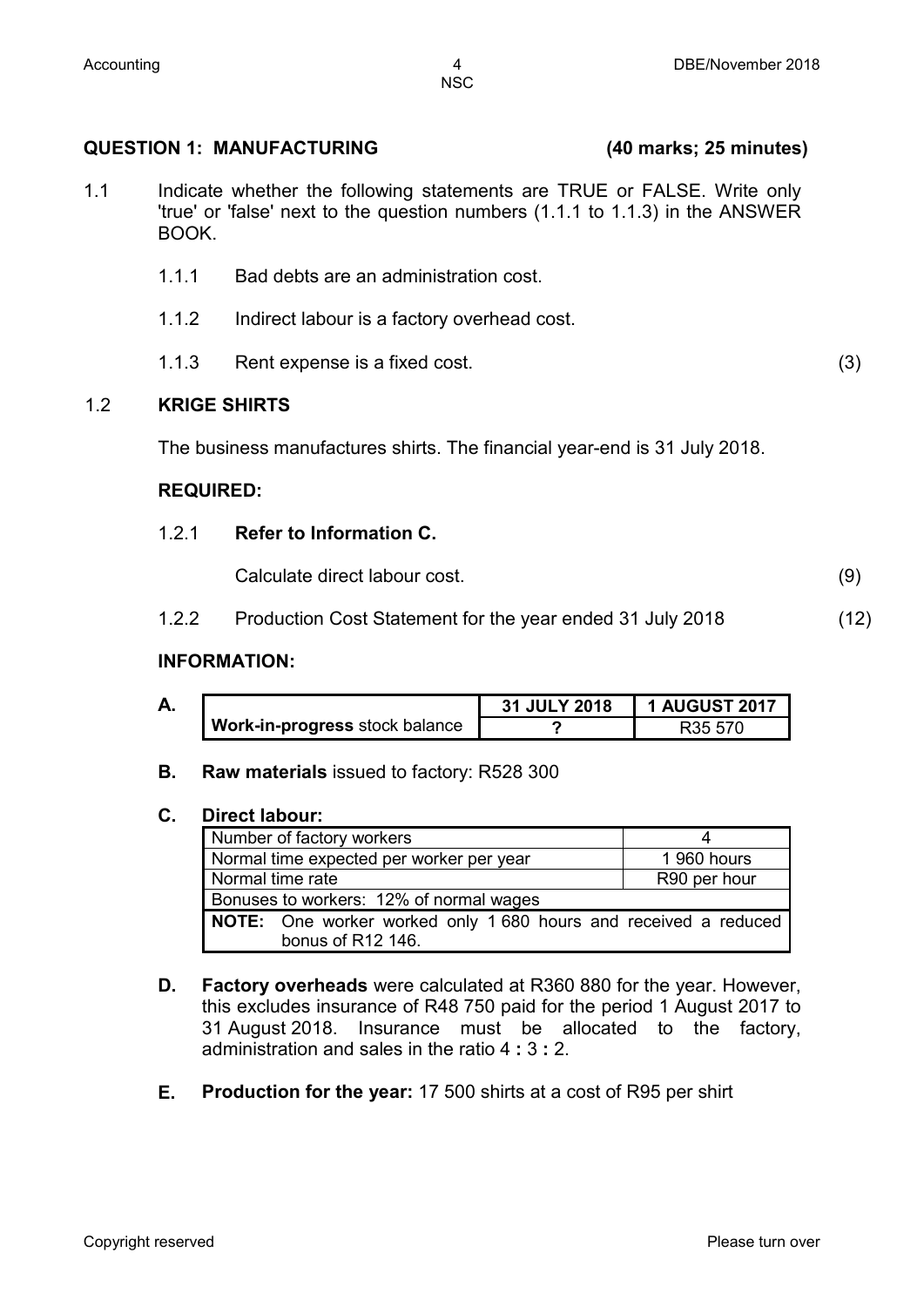## QUESTION 1: MANUFACTURING (40 marks; 25 minutes)

1.1 Indicate whether the following statements are TRUE or FALSE. Write only 'true' or 'false' next to the question numbers (1.1.1 to 1.1.3) in the ANSWER BOOK.

1.1.1 Bad debts are an administration cost.

1.1.2 Indirect labour is a factory overhead cost.

1.1.3 Rent expense is a fixed cost. (3)

1.2 **KRIGE SHIRTS**

The business manufactures shirts. The financial year-end is 31 July 2018.

**REQUIRED:**

1.2.1 **Refer to Information C.**

Calculate direct labour cost. (9)

1.2.2 Production Cost Statement for the year ended 31 July 2018 (12)

**INFORMATION:**

**A.**

| | 31 JULY 2018 | 1 AUGUST 2017 |
|---|---|---|
| **Work-in-progress** stock balance | ? | R35 570 |

**B.** **Raw materials** issued to factory: R528 300

**C.** **Direct labour:**

| | |
|---|---|
| Number of factory workers | 4 |
| Normal time expected per worker per year | 1 960 hours |
| Normal time rate | R90 per hour |
| Bonuses to workers: 12% of normal wages | |
| **NOTE:** One worker worked only 1 680 hours and received a reduced bonus of R12 146. | |

**D.** **Factory overheads** were calculated at R360 880 for the year. However, this excludes insurance of R48 750 paid for the period 1 August 2017 to 31 August 2018. Insurance must be allocated to the factory, administration and sales in the ratio 4 **:** 3 **:** 2.

**E.** **Production for the year:** 17 500 shirts at a cost of R95 per shirt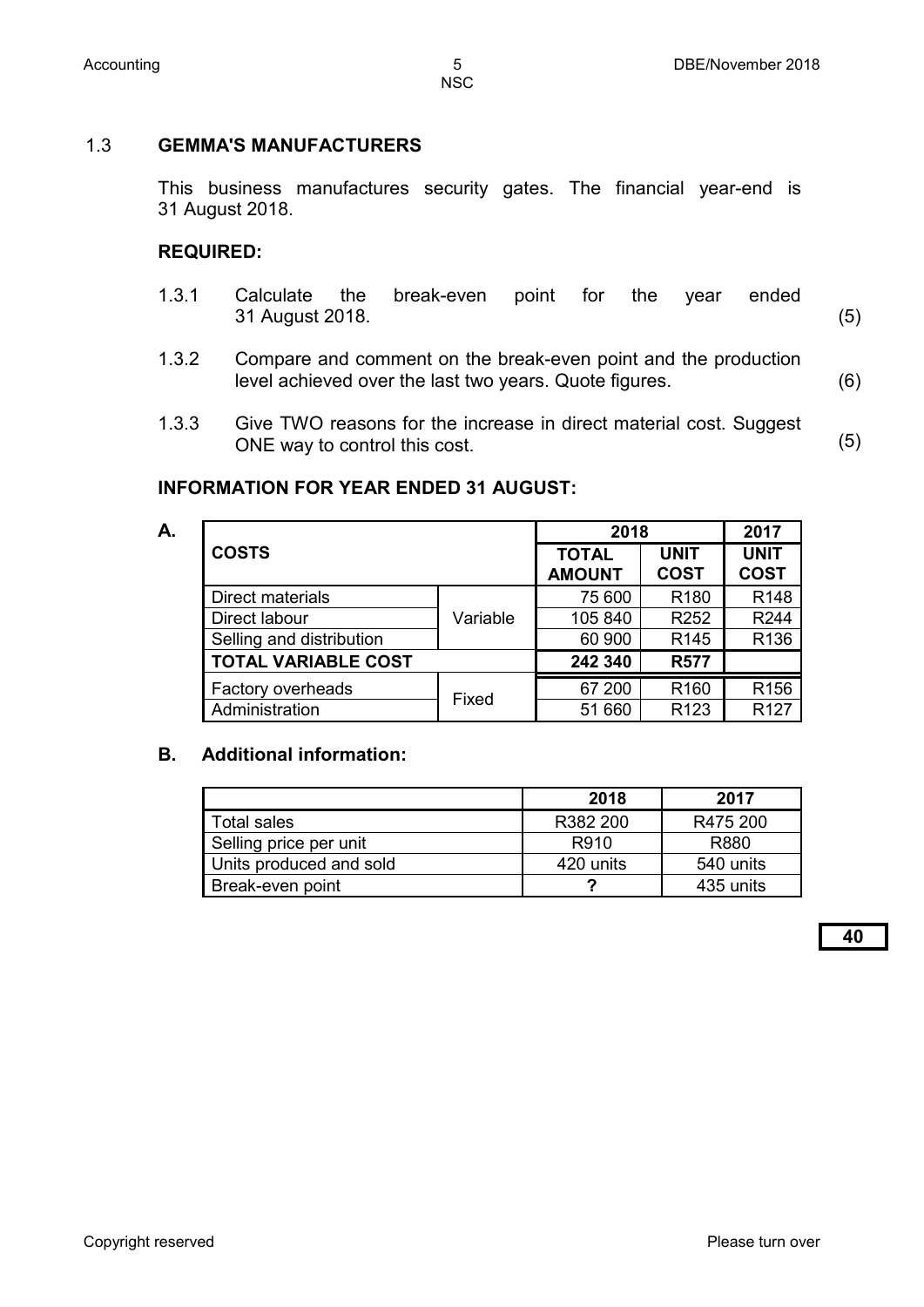## 1.3 GEMMA'S MANUFACTURERS

This business manufactures security gates. The financial year-end is 31 August 2018.

### REQUIRED:

1.3.1 Calculate the break-even point for the year ended 31 August 2018. (5)

1.3.2 Compare and comment on the break-even point and the production level achieved over the last two years. Quote figures. (6)

1.3.3 Give TWO reasons for the increase in direct material cost. Suggest ONE way to control this cost. (5)

### INFORMATION FOR YEAR ENDED 31 AUGUST:

**A.**

| COSTS | | 2018 | | 2017 |
|---|---|---|---|---|
| | | **TOTAL AMOUNT** | **UNIT COST** | **UNIT COST** |
| Direct materials | Variable | 75 600 | R180 | R148 |
| Direct labour | Variable | 105 840 | R252 | R244 |
| Selling and distribution | Variable | 60 900 | R145 | R136 |
| **TOTAL VARIABLE COST** | | **242 340** | **R577** | |
| Factory overheads | Fixed | 67 200 | R160 | R156 |
| Administration | Fixed | 51 660 | R123 | R127 |

**B. Additional information:**

| | 2018 | 2017 |
|---|---|---|
| Total sales | R382 200 | R475 200 |
| Selling price per unit | R910 | R880 |
| Units produced and sold | 420 units | 540 units |
| Break-even point | ? | 435 units |

**40**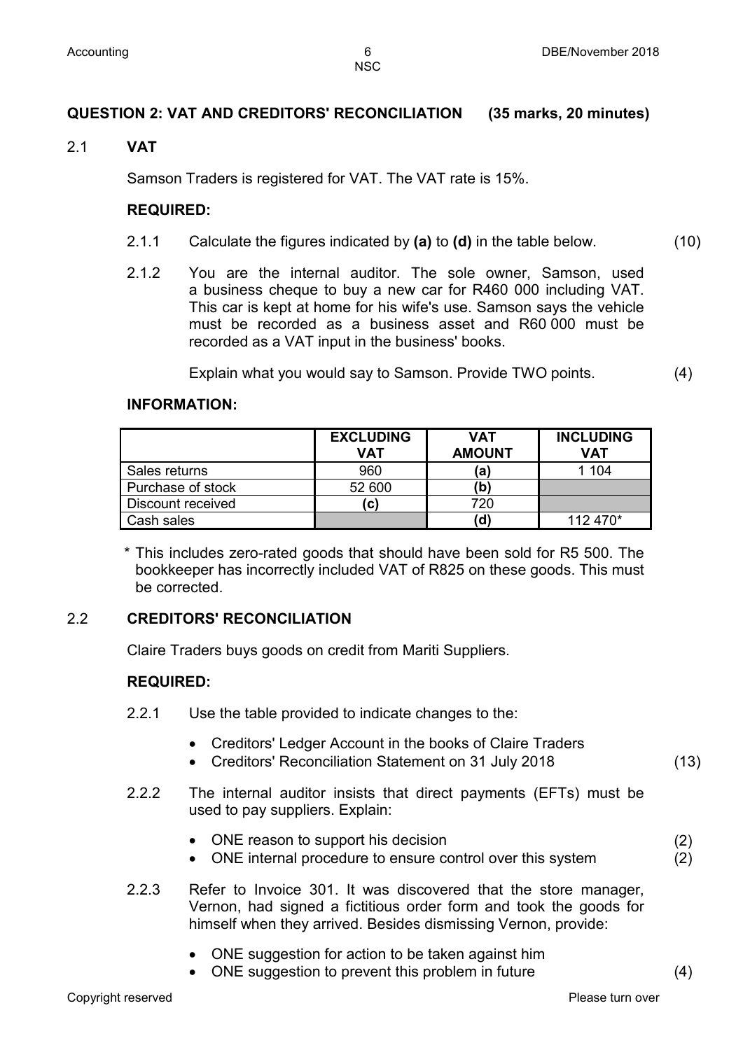## QUESTION 2: VAT AND CREDITORS' RECONCILIATION (35 marks, 20 minutes)

### 2.1 VAT

Samson Traders is registered for VAT. The VAT rate is 15%.

**REQUIRED:**

2.1.1 Calculate the figures indicated by **(a)** to **(d)** in the table below. (10)

2.1.2 You are the internal auditor. The sole owner, Samson, used a business cheque to buy a new car for R460 000 including VAT. This car is kept at home for his wife's use. Samson says the vehicle must be recorded as a business asset and R60 000 must be recorded as a VAT input in the business' books.

Explain what you would say to Samson. Provide TWO points. (4)

**INFORMATION:**

| | EXCLUDING VAT | VAT AMOUNT | INCLUDING VAT |
|---|---|---|---|
| Sales returns | 960 | **(a)** | 1 104 |
| Purchase of stock | 52 600 | **(b)** | |
| Discount received | **(c)** | 720 | |
| Cash sales | | **(d)** | 112 470* |

\* This includes zero-rated goods that should have been sold for R5 500. The bookkeeper has incorrectly included VAT of R825 on these goods. This must be corrected.

### 2.2 CREDITORS' RECONCILIATION

Claire Traders buys goods on credit from Mariti Suppliers.

**REQUIRED:**

2.2.1 Use the table provided to indicate changes to the:

- Creditors' Ledger Account in the books of Claire Traders
- Creditors' Reconciliation Statement on 31 July 2018 (13)

2.2.2 The internal auditor insists that direct payments (EFTs) must be used to pay suppliers. Explain:

- ONE reason to support his decision (2)
- ONE internal procedure to ensure control over this system (2)

2.2.3 Refer to Invoice 301. It was discovered that the store manager, Vernon, had signed a fictitious order form and took the goods for himself when they arrived. Besides dismissing Vernon, provide:

- ONE suggestion for action to be taken against him
- ONE suggestion to prevent this problem in future (4)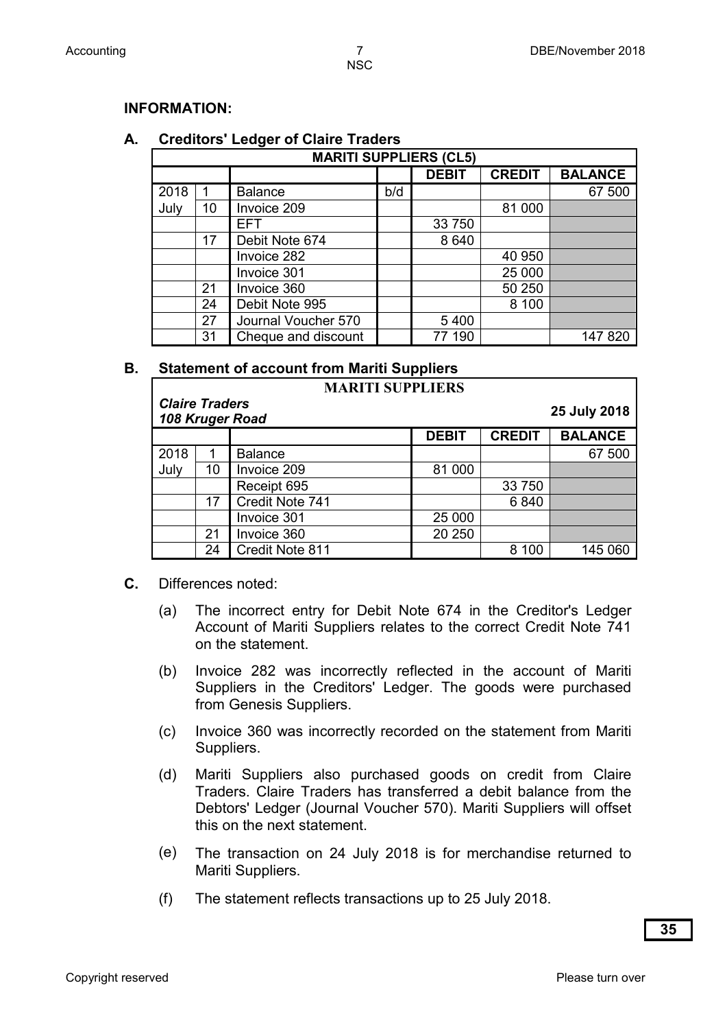**INFORMATION:**

**A. Creditors' Ledger of Claire Traders**

| MARITI SUPPLIERS (CL5) | | | | | | |
|---|---|---|---|---|---|---|
| | | | | **DEBIT** | **CREDIT** | **BALANCE** |
| 2018 | 1 | Balance | b/d | | | 67 500 |
| July | 10 | Invoice 209 | | | 81 000 | |
| | | EFT | | 33 750 | | |
| | 17 | Debit Note 674 | | 8 640 | | |
| | | Invoice 282 | | | 40 950 | |
| | | Invoice 301 | | | 25 000 | |
| | 21 | Invoice 360 | | | 50 250 | |
| | 24 | Debit Note 995 | | | 8 100 | |
| | 27 | Journal Voucher 570 | | 5 400 | | |
| | 31 | Cheque and discount | | 77 190 | | 147 820 |

**B. Statement of account from Mariti Suppliers**

| MARITI SUPPLIERS | | | | | |
|---|---|---|---|---|---|
| ***Claire Traders*** ***108 Kruger Road*** | | | | | **25 July 2018** |
| | | | **DEBIT** | **CREDIT** | **BALANCE** |
| 2018 | 1 | Balance | | | 67 500 |
| July | 10 | Invoice 209 | 81 000 | | |
| | | Receipt 695 | | 33 750 | |
| | 17 | Credit Note 741 | | 6 840 | |
| | | Invoice 301 | 25 000 | | |
| | 21 | Invoice 360 | 20 250 | | |
| | 24 | Credit Note 811 | | 8 100 | 145 060 |

**C.** Differences noted:

(a) The incorrect entry for Debit Note 674 in the Creditor's Ledger Account of Mariti Suppliers relates to the correct Credit Note 741 on the statement.

(b) Invoice 282 was incorrectly reflected in the account of Mariti Suppliers in the Creditors' Ledger. The goods were purchased from Genesis Suppliers.

(c) Invoice 360 was incorrectly recorded on the statement from Mariti Suppliers.

(d) Mariti Suppliers also purchased goods on credit from Claire Traders. Claire Traders has transferred a debit balance from the Debtors' Ledger (Journal Voucher 570). Mariti Suppliers will offset this on the next statement.

(e) The transaction on 24 July 2018 is for merchandise returned to Mariti Suppliers.

(f) The statement reflects transactions up to 25 July 2018.

**35**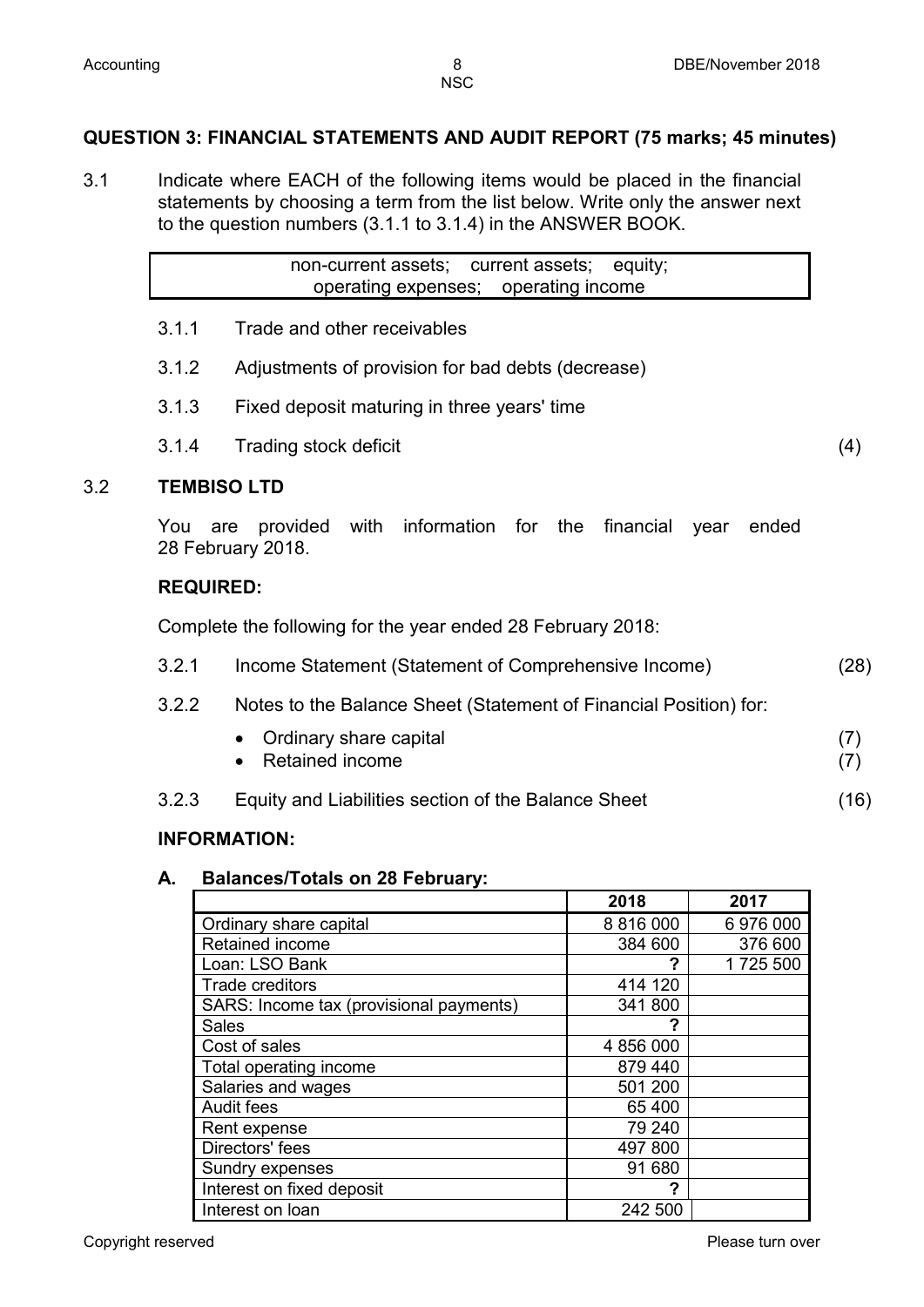## QUESTION 3: FINANCIAL STATEMENTS AND AUDIT REPORT (75 marks; 45 minutes)

3.1 Indicate where EACH of the following items would be placed in the financial statements by choosing a term from the list below. Write only the answer next to the question numbers (3.1.1 to 3.1.4) in the ANSWER BOOK.

| non-current assets; current assets; equity; operating expenses; operating income |
|---|

3.1.1 Trade and other receivables

3.1.2 Adjustments of provision for bad debts (decrease)

3.1.3 Fixed deposit maturing in three years' time

3.1.4 Trading stock deficit (4)

### 3.2 TEMBISO LTD

You are provided with information for the financial year ended 28 February 2018.

**REQUIRED:**

Complete the following for the year ended 28 February 2018:

3.2.1 Income Statement (Statement of Comprehensive Income) (28)

3.2.2 Notes to the Balance Sheet (Statement of Financial Position) for:

- Ordinary share capital (7)
- Retained income (7)

3.2.3 Equity and Liabilities section of the Balance Sheet (16)

**INFORMATION:**

**A. Balances/Totals on 28 February:**

| | 2018 | 2017 |
|---|---|---|
| Ordinary share capital | 8 816 000 | 6 976 000 |
| Retained income | 384 600 | 376 600 |
| Loan: LSO Bank | ? | 1 725 500 |
| Trade creditors | 414 120 | |
| SARS: Income tax (provisional payments) | 341 800 | |
| Sales | ? | |
| Cost of sales | 4 856 000 | |
| Total operating income | 879 440 | |
| Salaries and wages | 501 200 | |
| Audit fees | 65 400 | |
| Rent expense | 79 240 | |
| Directors' fees | 497 800 | |
| Sundry expenses | 91 680 | |
| Interest on fixed deposit | ? | |
| Interest on loan | 242 500 | |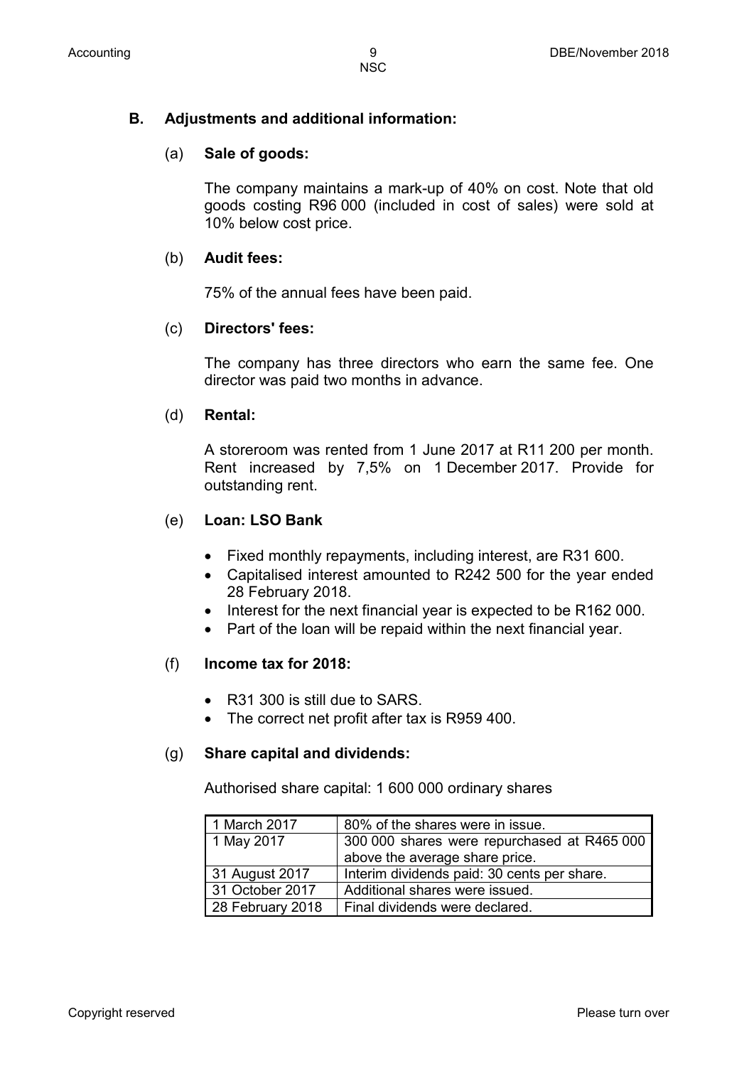**B. Adjustments and additional information:**

(a) **Sale of goods:**

The company maintains a mark-up of 40% on cost. Note that old goods costing R96 000 (included in cost of sales) were sold at 10% below cost price.

(b) **Audit fees:**

75% of the annual fees have been paid.

(c) **Directors' fees:**

The company has three directors who earn the same fee. One director was paid two months in advance.

(d) **Rental:**

A storeroom was rented from 1 June 2017 at R11 200 per month. Rent increased by 7,5% on 1 December 2017. Provide for outstanding rent.

(e) **Loan: LSO Bank**

- Fixed monthly repayments, including interest, are R31 600.
- Capitalised interest amounted to R242 500 for the year ended 28 February 2018.
- Interest for the next financial year is expected to be R162 000.
- Part of the loan will be repaid within the next financial year.

(f) **Income tax for 2018:**

- R31 300 is still due to SARS.
- The correct net profit after tax is R959 400.

(g) **Share capital and dividends:**

Authorised share capital: 1 600 000 ordinary shares

| | |
|---|---|
| 1 March 2017 | 80% of the shares were in issue. |
| 1 May 2017 | 300 000 shares were repurchased at R465 000 above the average share price. |
| 31 August 2017 | Interim dividends paid: 30 cents per share. |
| 31 October 2017 | Additional shares were issued. |
| 28 February 2018 | Final dividends were declared. |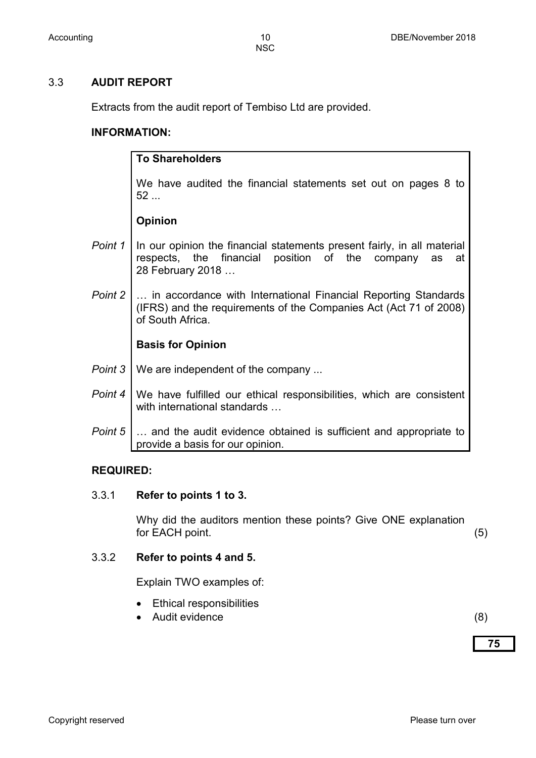### 3.3 AUDIT REPORT

Extracts from the audit report of Tembiso Ltd are provided.

**INFORMATION:**

| | |
|---|---|
| | **To Shareholders** |
| | We have audited the financial statements set out on pages 8 to 52 ... |
| | **Opinion** |
| *Point 1* | In our opinion the financial statements present fairly, in all material respects, the financial position of the company as at 28 February 2018 … |
| *Point 2* | … in accordance with International Financial Reporting Standards (IFRS) and the requirements of the Companies Act (Act 71 of 2008) of South Africa. |
| | **Basis for Opinion** |
| *Point 3* | We are independent of the company ... |
| *Point 4* | We have fulfilled our ethical responsibilities, which are consistent with international standards … |
| *Point 5* | … and the audit evidence obtained is sufficient and appropriate to provide a basis for our opinion. |

**REQUIRED:**

3.3.1 **Refer to points 1 to 3.**

Why did the auditors mention these points? Give ONE explanation for EACH point. (5)

3.3.2 **Refer to points 4 and 5.**

Explain TWO examples of:

- Ethical responsibilities
- Audit evidence (8)

**75**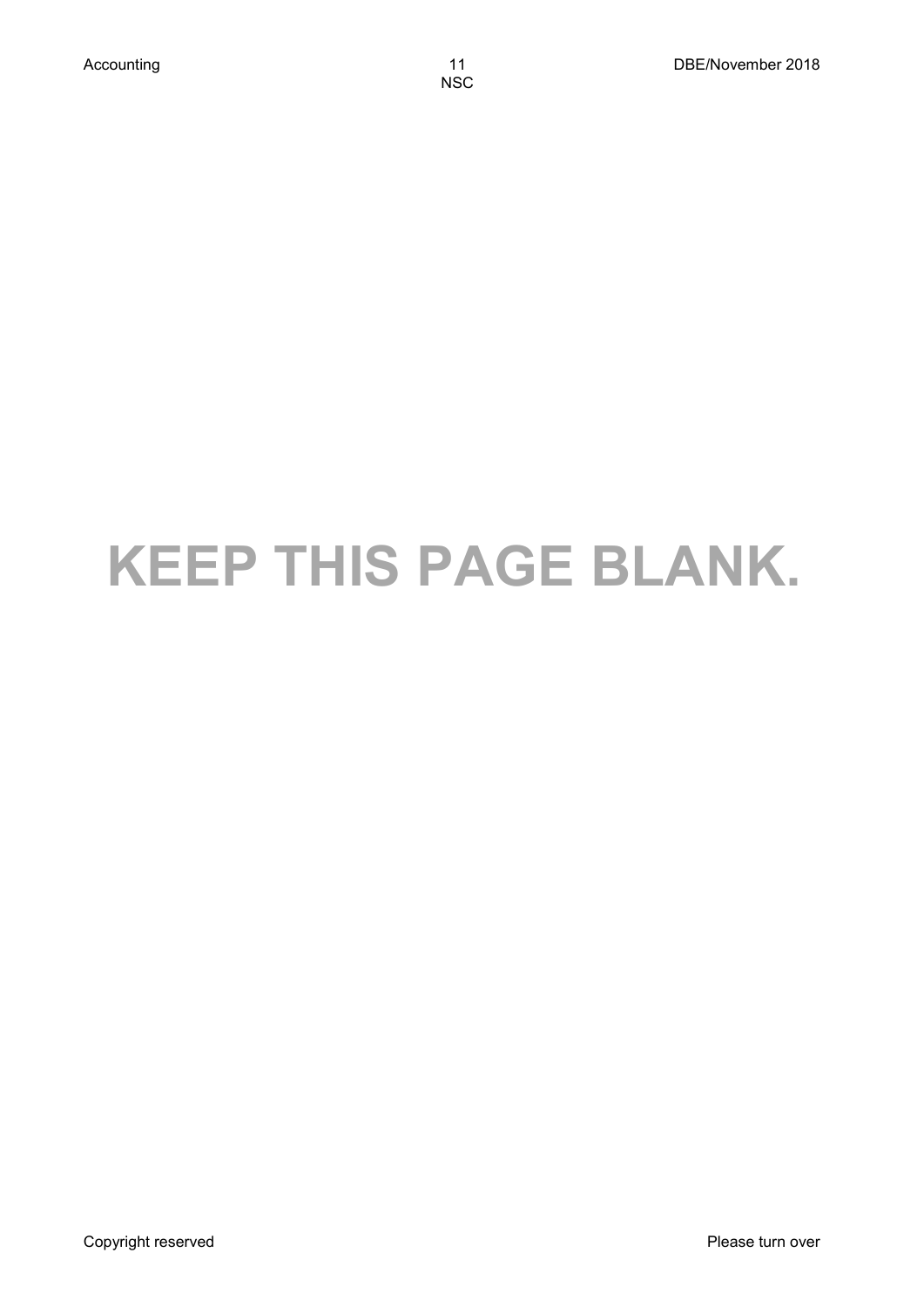# KEEP THIS PAGE BLANK.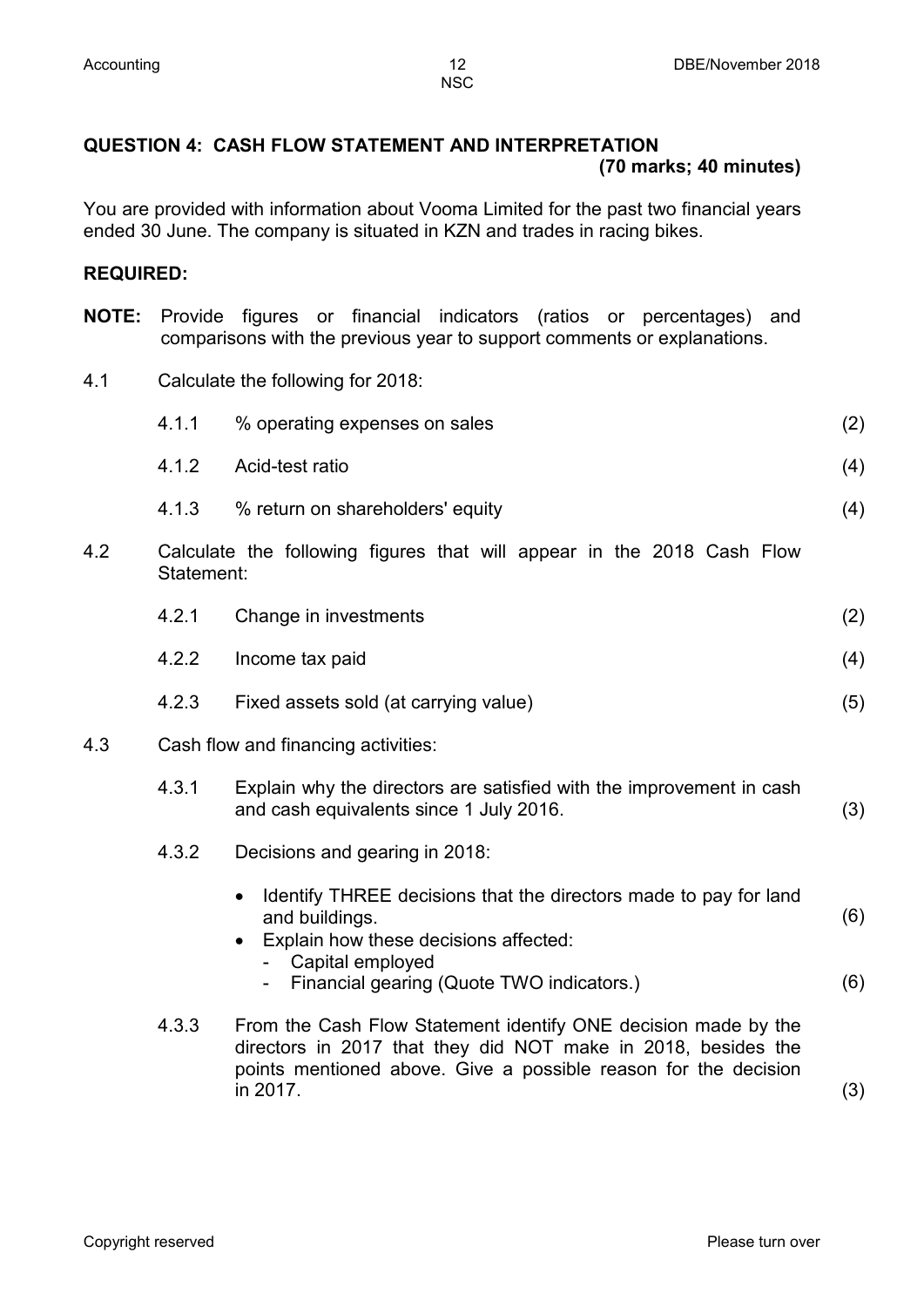## QUESTION 4: CASH FLOW STATEMENT AND INTERPRETATION

**(70 marks; 40 minutes)**

You are provided with information about Vooma Limited for the past two financial years ended 30 June. The company is situated in KZN and trades in racing bikes.

**REQUIRED:**

**NOTE:** Provide figures or financial indicators (ratios or percentages) and comparisons with the previous year to support comments or explanations.

4.1 Calculate the following for 2018:

| | | |
|---|---|---|
| 4.1.1 | % operating expenses on sales | (2) |
| 4.1.2 | Acid-test ratio | (4) |
| 4.1.3 | % return on shareholders' equity | (4) |

4.2 Calculate the following figures that will appear in the 2018 Cash Flow Statement:

| | | |
|---|---|---|
| 4.2.1 | Change in investments | (2) |
| 4.2.2 | Income tax paid | (4) |
| 4.2.3 | Fixed assets sold (at carrying value) | (5) |

4.3 Cash flow and financing activities:

4.3.1 Explain why the directors are satisfied with the improvement in cash and cash equivalents since 1 July 2016. (3)

4.3.2 Decisions and gearing in 2018:

- Identify THREE decisions that the directors made to pay for land and buildings. (6)
- Explain how these decisions affected:
  - Capital employed
  - Financial gearing (Quote TWO indicators.) (6)

4.3.3 From the Cash Flow Statement identify ONE decision made by the directors in 2017 that they did NOT make in 2018, besides the points mentioned above. Give a possible reason for the decision in 2017. (3)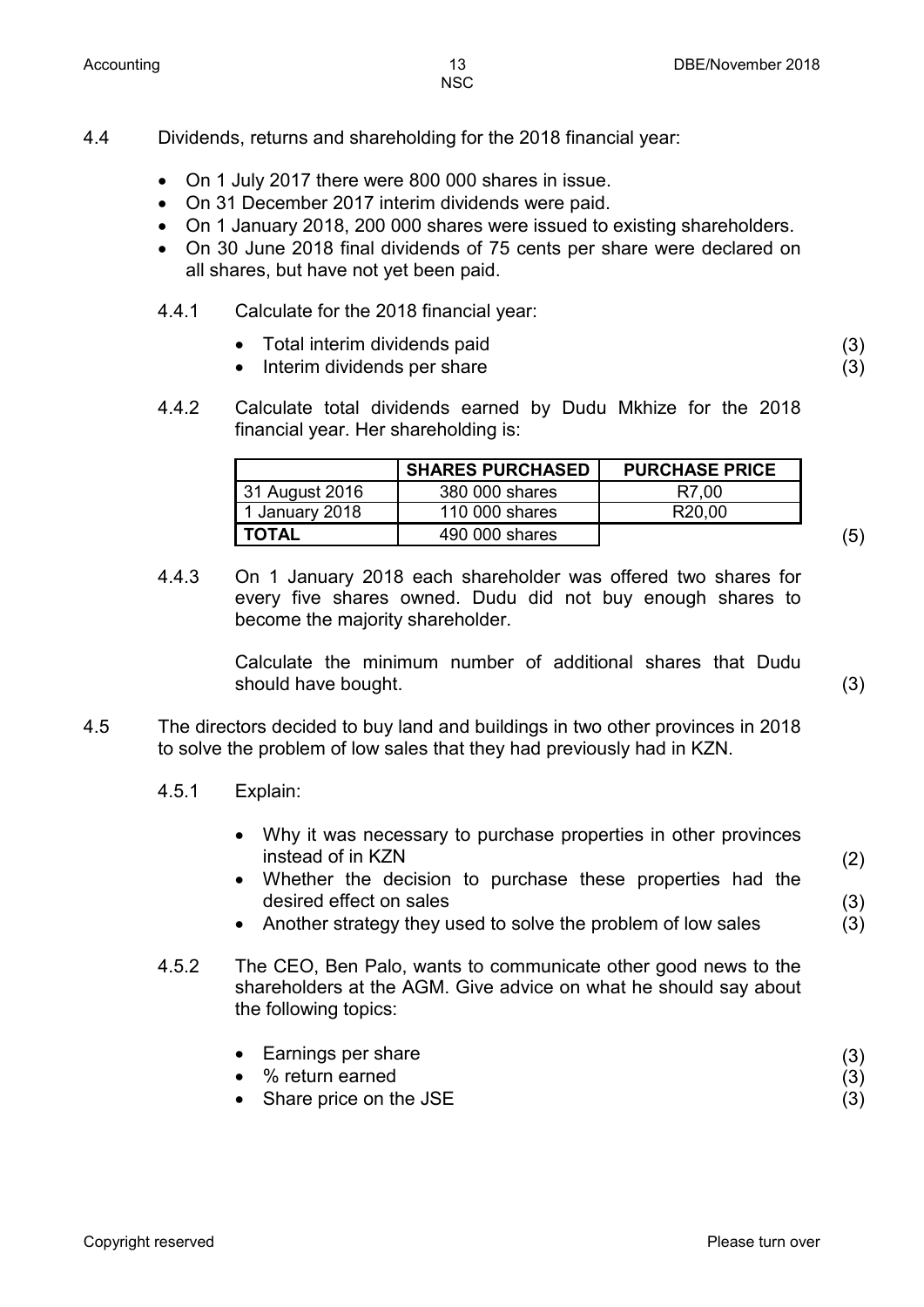4.4 Dividends, returns and shareholding for the 2018 financial year:

- On 1 July 2017 there were 800 000 shares in issue.
- On 31 December 2017 interim dividends were paid.
- On 1 January 2018, 200 000 shares were issued to existing shareholders.
- On 30 June 2018 final dividends of 75 cents per share were declared on all shares, but have not yet been paid.

4.4.1 Calculate for the 2018 financial year:

- Total interim dividends paid (3)
- Interim dividends per share (3)

4.4.2 Calculate total dividends earned by Dudu Mkhize for the 2018 financial year. Her shareholding is:

| | SHARES PURCHASED | PURCHASE PRICE |
|---|---|---|
| 31 August 2016 | 380 000 shares | R7,00 |
| 1 January 2018 | 110 000 shares | R20,00 |
| **TOTAL** | 490 000 shares | |

(5)

4.4.3 On 1 January 2018 each shareholder was offered two shares for every five shares owned. Dudu did not buy enough shares to become the majority shareholder.

Calculate the minimum number of additional shares that Dudu should have bought. (3)

4.5 The directors decided to buy land and buildings in two other provinces in 2018 to solve the problem of low sales that they had previously had in KZN.

4.5.1 Explain:

- Why it was necessary to purchase properties in other provinces instead of in KZN (2)
- Whether the decision to purchase these properties had the desired effect on sales (3)
- Another strategy they used to solve the problem of low sales (3)

4.5.2 The CEO, Ben Palo, wants to communicate other good news to the shareholders at the AGM. Give advice on what he should say about the following topics:

- Earnings per share (3)
- % return earned (3)
- Share price on the JSE (3)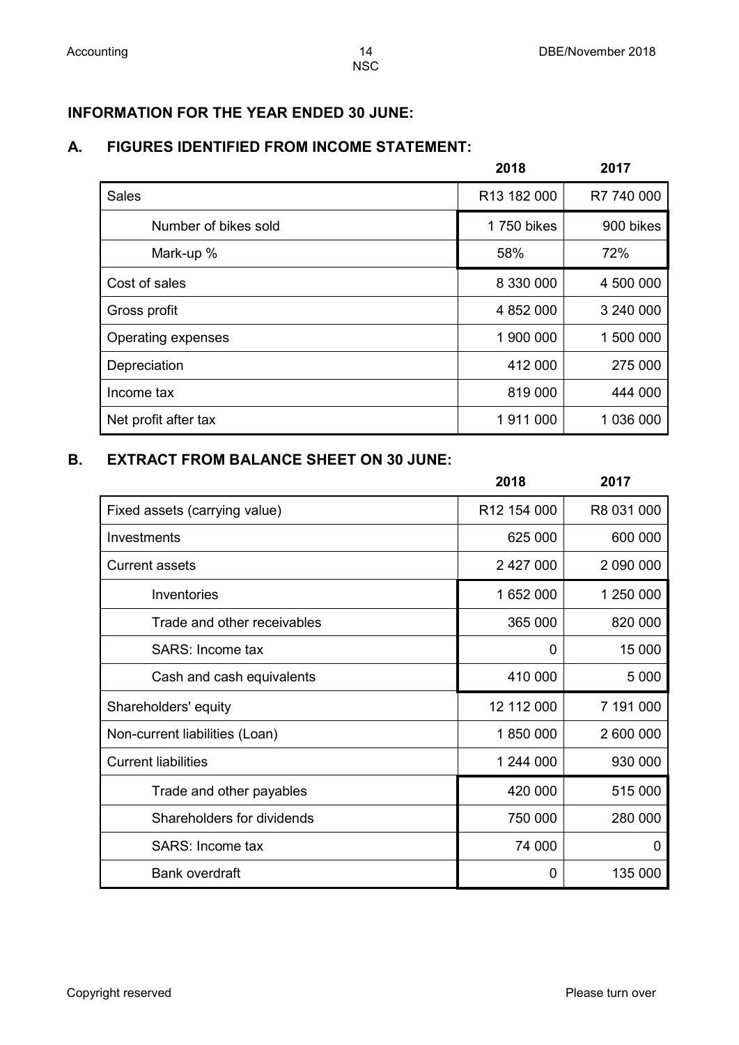## INFORMATION FOR THE YEAR ENDED 30 JUNE:

### A. FIGURES IDENTIFIED FROM INCOME STATEMENT:

| | 2018 | 2017 |
|---|---|---|
| Sales | R13 182 000 | R7 740 000 |
| Number of bikes sold | 1 750 bikes | 900 bikes |
| Mark-up % | 58% | 72% |
| Cost of sales | 8 330 000 | 4 500 000 |
| Gross profit | 4 852 000 | 3 240 000 |
| Operating expenses | 1 900 000 | 1 500 000 |
| Depreciation | 412 000 | 275 000 |
| Income tax | 819 000 | 444 000 |
| Net profit after tax | 1 911 000 | 1 036 000 |

### B. EXTRACT FROM BALANCE SHEET ON 30 JUNE:

| | 2018 | 2017 |
|---|---|---|
| Fixed assets (carrying value) | R12 154 000 | R8 031 000 |
| Investments | 625 000 | 600 000 |
| Current assets | 2 427 000 | 2 090 000 |
| Inventories | 1 652 000 | 1 250 000 |
| Trade and other receivables | 365 000 | 820 000 |
| SARS: Income tax | 0 | 15 000 |
| Cash and cash equivalents | 410 000 | 5 000 |
| Shareholders' equity | 12 112 000 | 7 191 000 |
| Non-current liabilities (Loan) | 1 850 000 | 2 600 000 |
| Current liabilities | 1 244 000 | 930 000 |
| Trade and other payables | 420 000 | 515 000 |
| Shareholders for dividends | 750 000 | 280 000 |
| SARS: Income tax | 74 000 | 0 |
| Bank overdraft | 0 | 135 000 |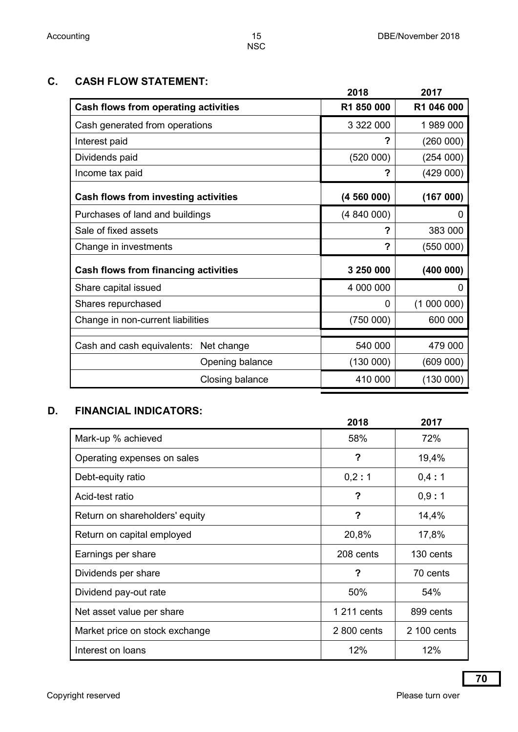## C. CASH FLOW STATEMENT:

| | 2018 | 2017 |
|---|---|---|
| **Cash flows from operating activities** | **R1 850 000** | **R1 046 000** |
| Cash generated from operations | 3 322 000 | 1 989 000 |
| Interest paid | **?** | (260 000) |
| Dividends paid | (520 000) | (254 000) |
| Income tax paid | **?** | (429 000) |
| **Cash flows from investing activities** | **(4 560 000)** | **(167 000)** |
| Purchases of land and buildings | (4 840 000) | 0 |
| Sale of fixed assets | **?** | 383 000 |
| Change in investments | **?** | (550 000) |
| **Cash flows from financing activities** | **3 250 000** | **(400 000)** |
| Share capital issued | 4 000 000 | 0 |
| Shares repurchased | 0 | (1 000 000) |
| Change in non-current liabilities | (750 000) | 600 000 |
| Cash and cash equivalents: Net change | 540 000 | 479 000 |
| Opening balance | (130 000) | (609 000) |
| Closing balance | 410 000 | (130 000) |

## D. FINANCIAL INDICATORS:

| | 2018 | 2017 |
|---|---|---|
| Mark-up % achieved | 58% | 72% |
| Operating expenses on sales | **?** | 19,4% |
| Debt-equity ratio | 0,2 **:** 1 | 0,4 **:** 1 |
| Acid-test ratio | **?** | 0,9 **:** 1 |
| Return on shareholders' equity | **?** | 14,4% |
| Return on capital employed | 20,8% | 17,8% |
| Earnings per share | 208 cents | 130 cents |
| Dividends per share | **?** | 70 cents |
| Dividend pay-out rate | 50% | 54% |
| Net asset value per share | 1 211 cents | 899 cents |
| Market price on stock exchange | 2 800 cents | 2 100 cents |
| Interest on loans | 12% | 12% |

**70**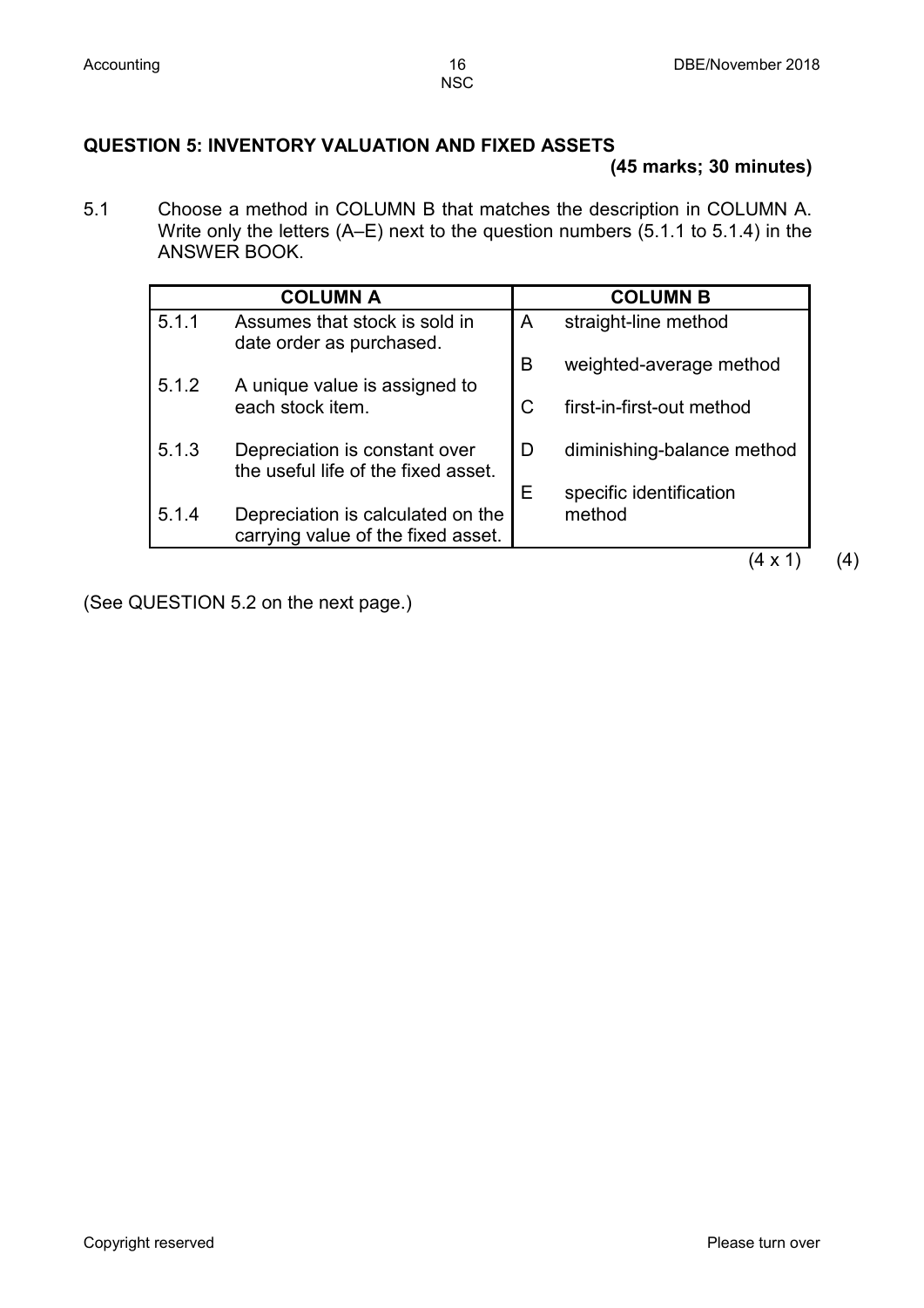## QUESTION 5: INVENTORY VALUATION AND FIXED ASSETS

**(45 marks; 30 minutes)**

5.1 Choose a method in COLUMN B that matches the description in COLUMN A. Write only the letters (A–E) next to the question numbers (5.1.1 to 5.1.4) in the ANSWER BOOK.

| COLUMN A | | COLUMN B | |
|---|---|---|---|
| 5.1.1 | Assumes that stock is sold in date order as purchased. | A | straight-line method |
| 5.1.2 | A unique value is assigned to each stock item. | B | weighted-average method |
| 5.1.3 | Depreciation is constant over the useful life of the fixed asset. | C | first-in-first-out method |
| 5.1.4 | Depreciation is calculated on the carrying value of the fixed asset. | D | diminishing-balance method |
| | | E | specific identification method |

(4 x 1) (4)

(See QUESTION 5.2 on the next page.)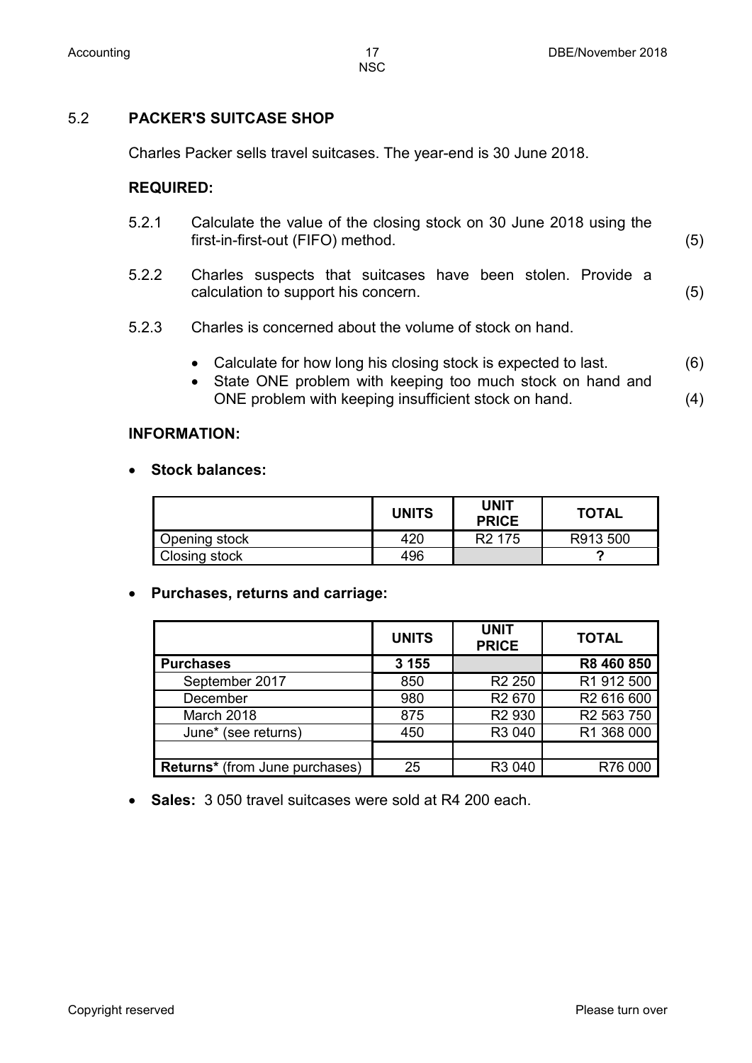## 5.2 PACKER'S SUITCASE SHOP

Charles Packer sells travel suitcases. The year-end is 30 June 2018.

**REQUIRED:**

5.2.1 Calculate the value of the closing stock on 30 June 2018 using the first-in-first-out (FIFO) method. (5)

5.2.2 Charles suspects that suitcases have been stolen. Provide a calculation to support his concern. (5)

5.2.3 Charles is concerned about the volume of stock on hand.

- Calculate for how long his closing stock is expected to last. (6)
- State ONE problem with keeping too much stock on hand and ONE problem with keeping insufficient stock on hand. (4)

**INFORMATION:**

- **Stock balances:**

| | UNITS | UNIT PRICE | TOTAL |
|---|---|---|---|
| Opening stock | 420 | R2 175 | R913 500 |
| Closing stock | 496 | | ? |

- **Purchases, returns and carriage:**

| | UNITS | UNIT PRICE | TOTAL |
|---|---|---|---|
| **Purchases** | **3 155** | | **R8 460 850** |
| September 2017 | 850 | R2 250 | R1 912 500 |
| December | 980 | R2 670 | R2 616 600 |
| March 2018 | 875 | R2 930 | R2 563 750 |
| June* (see returns) | 450 | R3 040 | R1 368 000 |
| | | | |
| **Returns*** (from June purchases) | 25 | R3 040 | R76 000 |

- **Sales:** 3 050 travel suitcases were sold at R4 200 each.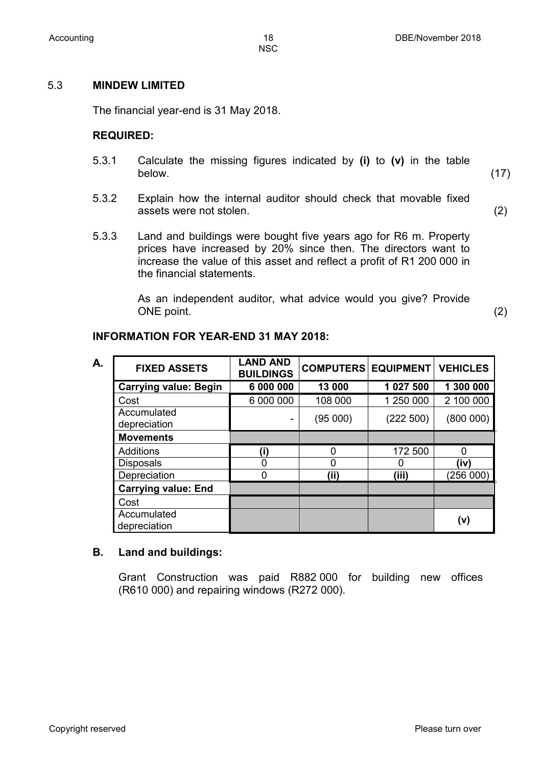## 5.3 MINDEW LIMITED

The financial year-end is 31 May 2018.

### REQUIRED:

5.3.1 Calculate the missing figures indicated by **(i)** to **(v)** in the table below. (17)

5.3.2 Explain how the internal auditor should check that movable fixed assets were not stolen. (2)

5.3.3 Land and buildings were bought five years ago for R6 m. Property prices have increased by 20% since then. The directors want to increase the value of this asset and reflect a profit of R1 200 000 in the financial statements.

As an independent auditor, what advice would you give? Provide ONE point. (2)

### INFORMATION FOR YEAR-END 31 MAY 2018:

**A.**

| FIXED ASSETS | LAND AND BUILDINGS | COMPUTERS | EQUIPMENT | VEHICLES |
|---|---|---|---|---|
| **Carrying value: Begin** | **6 000 000** | **13 000** | **1 027 500** | **1 300 000** |
| Cost | 6 000 000 | 108 000 | 1 250 000 | 2 100 000 |
| Accumulated depreciation | - | (95 000) | (222 500) | (800 000) |
| **Movements** | | | | |
| Additions | **(i)** | 0 | 172 500 | 0 |
| Disposals | 0 | 0 | 0 | **(iv)** |
| Depreciation | 0 | **(ii)** | **(iii)** | (256 000) |
| **Carrying value: End** | | | | |
| Cost | | | | |
| Accumulated depreciation | | | | **(v)** |

**B. Land and buildings:**

Grant Construction was paid R882 000 for building new offices (R610 000) and repairing windows (R272 000).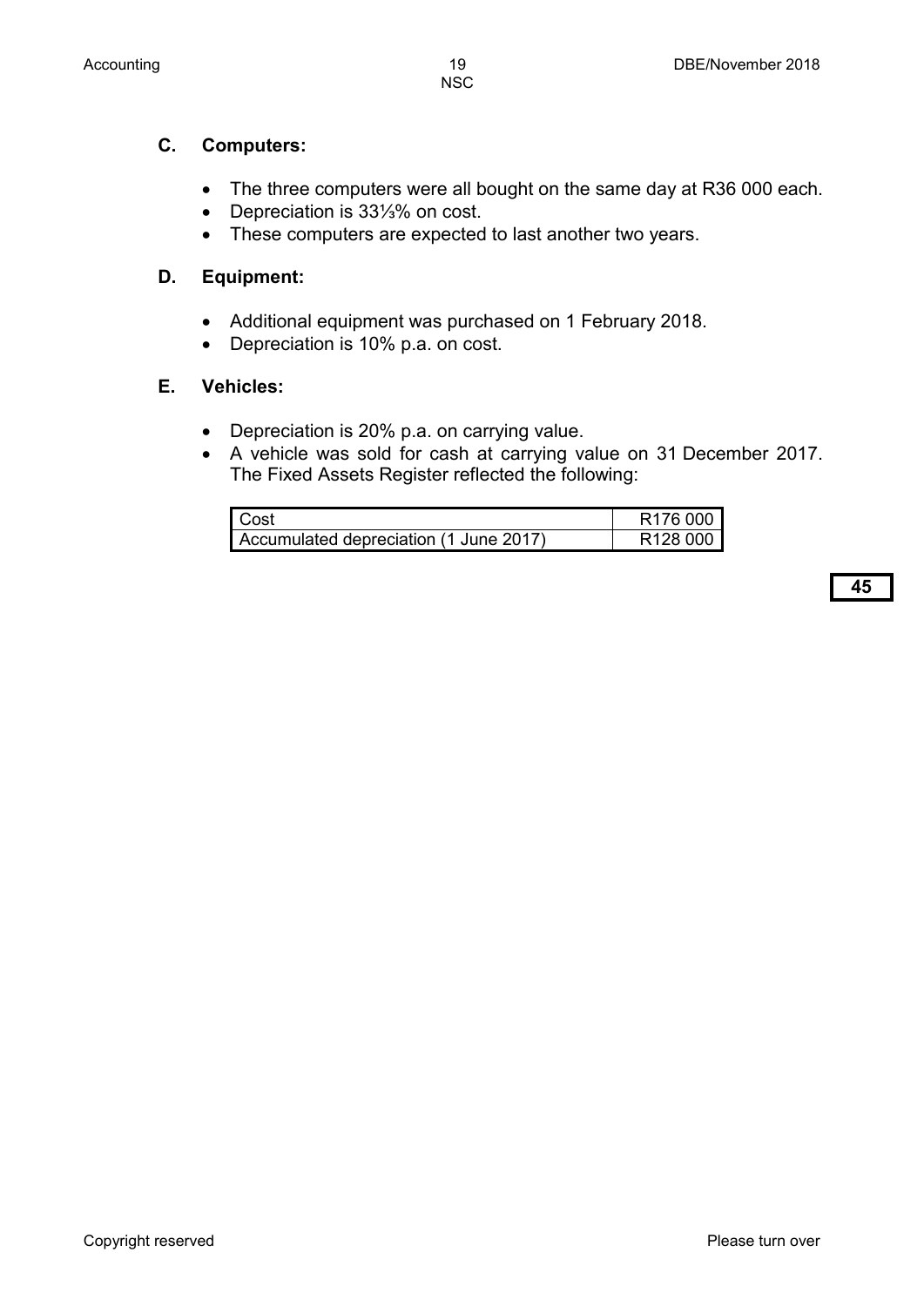**C. Computers:**

- The three computers were all bought on the same day at R36 000 each.
- Depreciation is 33⅓% on cost.
- These computers are expected to last another two years.

**D. Equipment:**

- Additional equipment was purchased on 1 February 2018.
- Depreciation is 10% p.a. on cost.

**E. Vehicles:**

- Depreciation is 20% p.a. on carrying value.
- A vehicle was sold for cash at carrying value on 31 December 2017. The Fixed Assets Register reflected the following:

| | |
|---|---|
| Cost | R176 000 |
| Accumulated depreciation (1 June 2017) | R128 000 |

**45**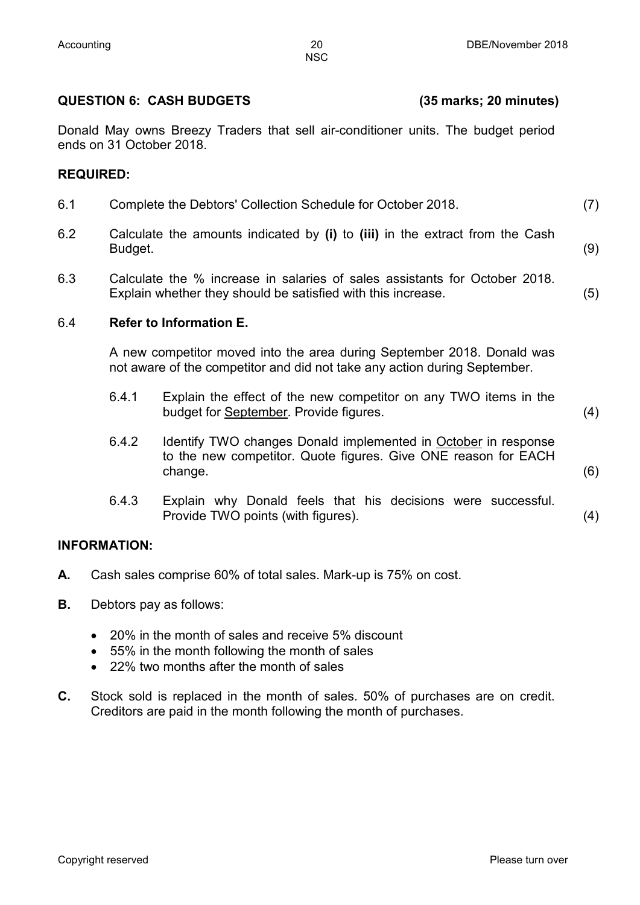## QUESTION 6: CASH BUDGETS (35 marks; 20 minutes)

Donald May owns Breezy Traders that sell air-conditioner units. The budget period ends on 31 October 2018.

### REQUIRED:

6.1 Complete the Debtors' Collection Schedule for October 2018. (7)

6.2 Calculate the amounts indicated by **(i)** to **(iii)** in the extract from the Cash Budget. (9)

6.3 Calculate the % increase in salaries of sales assistants for October 2018. Explain whether they should be satisfied with this increase. (5)

6.4 **Refer to Information E.**

A new competitor moved into the area during September 2018. Donald was not aware of the competitor and did not take any action during September.

6.4.1 Explain the effect of the new competitor on any TWO items in the budget for <u>September</u>. Provide figures. (4)

6.4.2 Identify TWO changes Donald implemented in <u>October</u> in response to the new competitor. Quote figures. Give ONE reason for EACH change. (6)

6.4.3 Explain why Donald feels that his decisions were successful. Provide TWO points (with figures). (4)

### INFORMATION:

**A.** Cash sales comprise 60% of total sales. Mark-up is 75% on cost.

**B.** Debtors pay as follows:

- 20% in the month of sales and receive 5% discount
- 55% in the month following the month of sales
- 22% two months after the month of sales

**C.** Stock sold is replaced in the month of sales. 50% of purchases are on credit. Creditors are paid in the month following the month of purchases.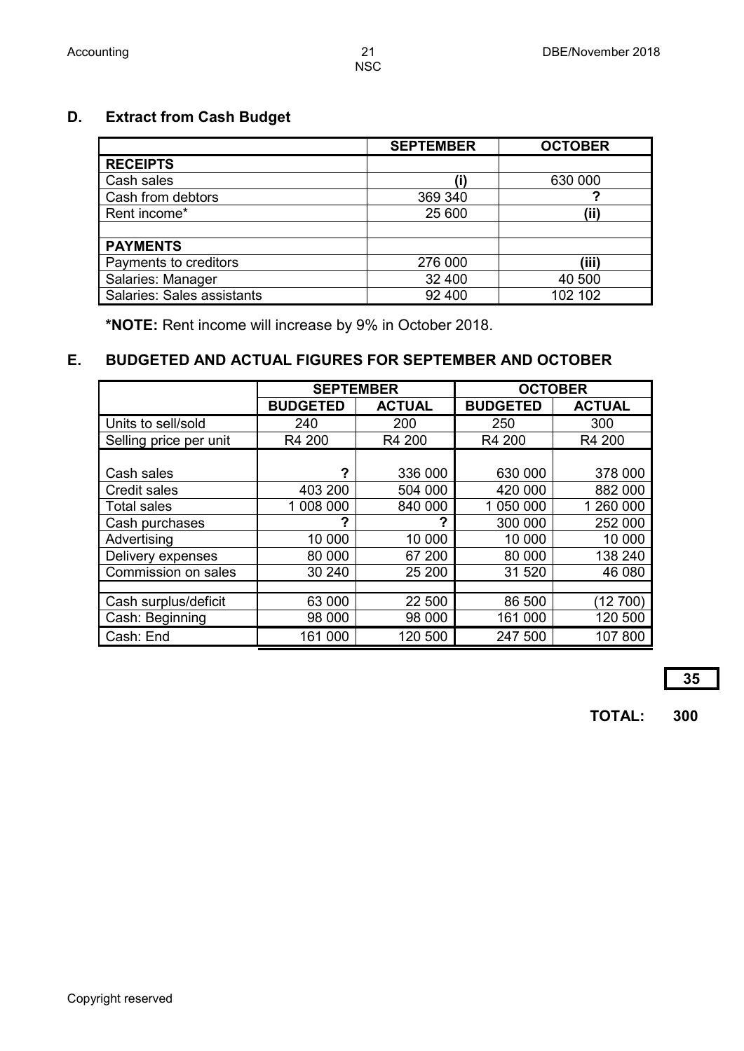## D. Extract from Cash Budget

| | SEPTEMBER | OCTOBER |
|---|---|---|
| **RECEIPTS** | | |
| Cash sales | (i) | 630 000 |
| Cash from debtors | 369 340 | ? |
| Rent income* | 25 600 | (ii) |
| | | |
| **PAYMENTS** | | |
| Payments to creditors | 276 000 | (iii) |
| Salaries: Manager | 32 400 | 40 500 |
| Salaries: Sales assistants | 92 400 | 102 102 |

***NOTE:** Rent income will increase by 9% in October 2018.

## E. BUDGETED AND ACTUAL FIGURES FOR SEPTEMBER AND OCTOBER

| | SEPTEMBER | | OCTOBER | |
|---|---|---|---|---|
| | **BUDGETED** | **ACTUAL** | **BUDGETED** | **ACTUAL** |
| Units to sell/sold | 240 | 200 | 250 | 300 |
| Selling price per unit | R4 200 | R4 200 | R4 200 | R4 200 |
| | | | | |
| Cash sales | ? | 336 000 | 630 000 | 378 000 |
| Credit sales | 403 200 | 504 000 | 420 000 | 882 000 |
| Total sales | 1 008 000 | 840 000 | 1 050 000 | 1 260 000 |
| Cash purchases | ? | ? | 300 000 | 252 000 |
| Advertising | 10 000 | 10 000 | 10 000 | 10 000 |
| Delivery expenses | 80 000 | 67 200 | 80 000 | 138 240 |
| Commission on sales | 30 240 | 25 200 | 31 520 | 46 080 |
| | | | | |
| Cash surplus/deficit | 63 000 | 22 500 | 86 500 | (12 700) |
| Cash: Beginning | 98 000 | 98 000 | 161 000 | 120 500 |
| Cash: End | 161 000 | 120 500 | 247 500 | 107 800 |

**35**

**TOTAL: 300**